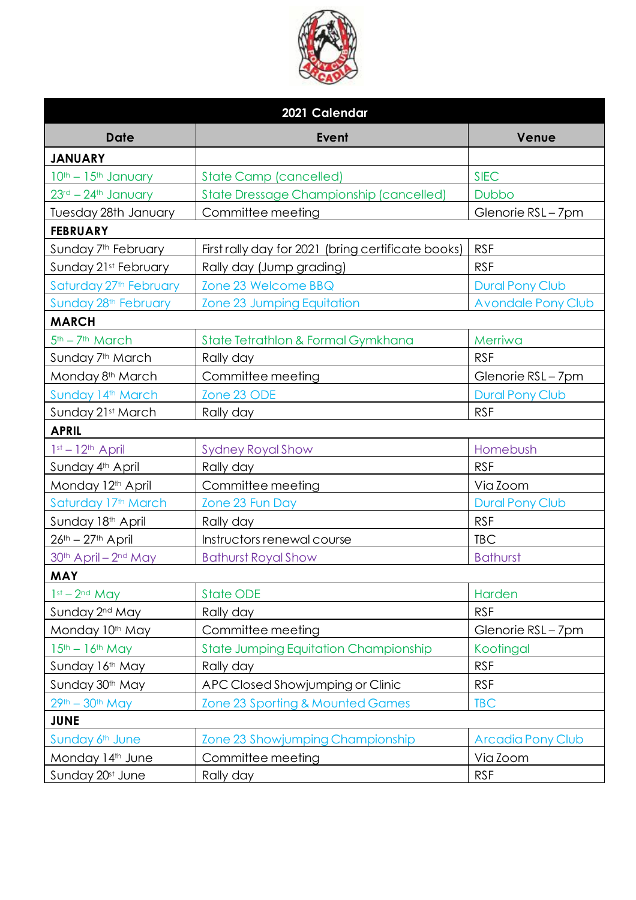| 2021 Calendar | | |
|---|---|---|
| **Date** | **Event** | **Venue** |
| **JANUARY** | | |
| 10th – 15th January | State Camp (cancelled) | SIEC |
| 23rd – 24th January | State Dressage Championship (cancelled) | Dubbo |
| Tuesday 28th January | Committee meeting | Glenorie RSL – 7pm |
| **FEBRUARY** | | |
| Sunday 7th February | First rally day for 2021 (bring certificate books) | RSF |
| Sunday 21st February | Rally day (Jump grading) | RSF |
| Saturday 27th February | Zone 23 Welcome BBQ | Dural Pony Club |
| Sunday 28th February | Zone 23 Jumping Equitation | Avondale Pony Club |
| **MARCH** | | |
| 5th – 7th March | State Tetrathlon & Formal Gymkhana | Merriwa |
| Sunday 7th March | Rally day | RSF |
| Monday 8th March | Committee meeting | Glenorie RSL – 7pm |
| Sunday 14th March | Zone 23 ODE | Dural Pony Club |
| Sunday 21st March | Rally day | RSF |
| **APRIL** | | |
| 1st – 12th April | Sydney Royal Show | Homebush |
| Sunday 4th April | Rally day | RSF |
| Monday 12th April | Committee meeting | Via Zoom |
| Saturday 17th March | Zone 23 Fun Day | Dural Pony Club |
| Sunday 18th April | Rally day | RSF |
| 26th – 27th April | Instructors renewal course | TBC |
| 30th April – 2nd May | Bathurst Royal Show | Bathurst |
| **MAY** | | |
| 1st – 2nd May | State ODE | Harden |
| Sunday 2nd May | Rally day | RSF |
| Monday 10th May | Committee meeting | Glenorie RSL – 7pm |
| 15th – 16th May | State Jumping Equitation Championship | Kootingal |
| Sunday 16th May | Rally day | RSF |
| Sunday 30th May | APC Closed Showjumping or Clinic | RSF |
| 29th – 30th May | Zone 23 Sporting & Mounted Games | TBC |
| **JUNE** | | |
| Sunday 6th June | Zone 23 Showjumping Championship | Arcadia Pony Club |
| Monday 14th June | Committee meeting | Via Zoom |
| Sunday 20st June | Rally day | RSF |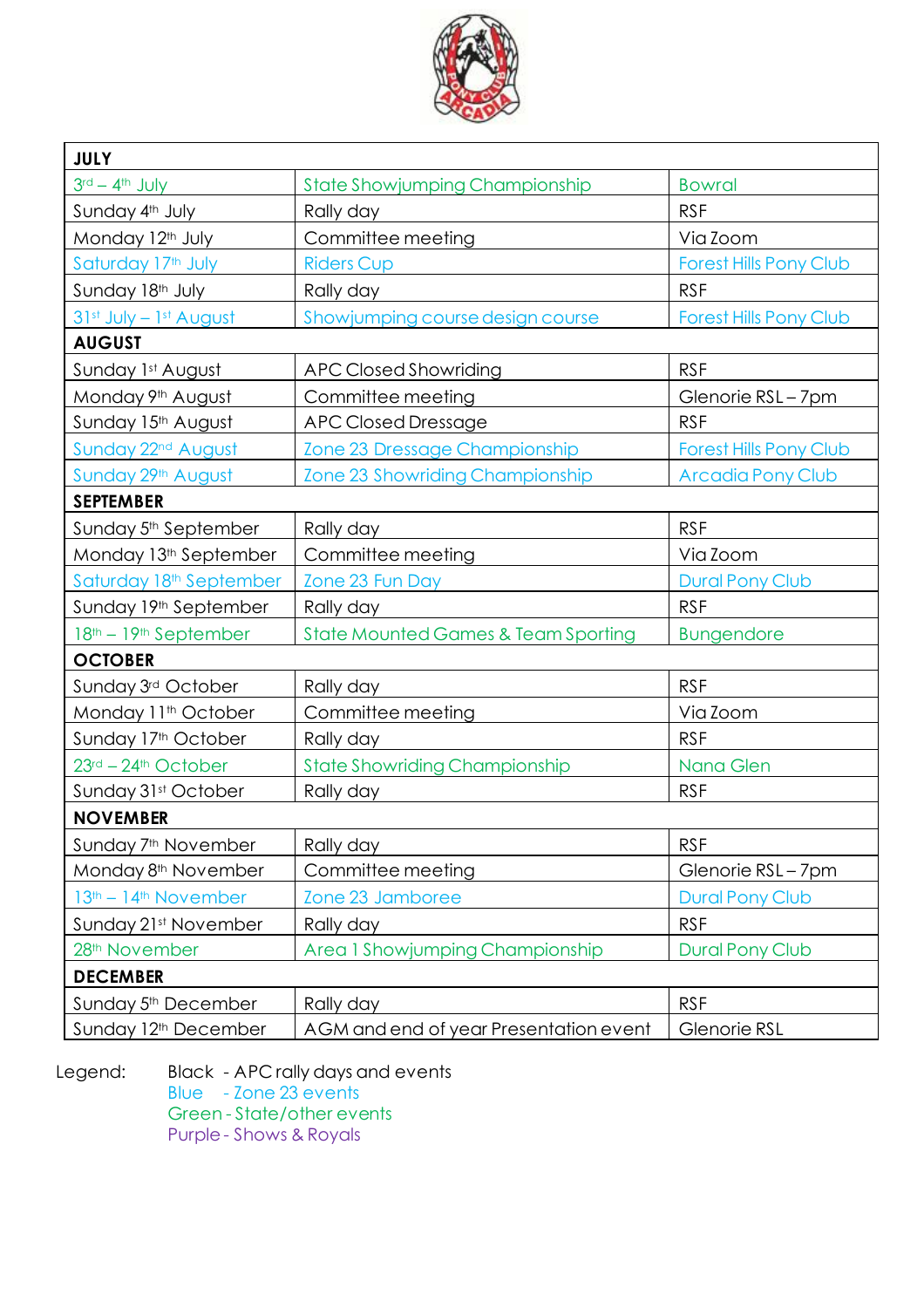| | | |
|---|---|---|
| **JULY** | | |
| 3rd – 4th July | State Showjumping Championship | Bowral |
| Sunday 4th July | Rally day | RSF |
| Monday 12th July | Committee meeting | Via Zoom |
| Saturday 17th July | Riders Cup | Forest Hills Pony Club |
| Sunday 18th July | Rally day | RSF |
| 31st July – 1st August | Showjumping course design course | Forest Hills Pony Club |
| **AUGUST** | | |
| Sunday 1st August | APC Closed Showriding | RSF |
| Monday 9th August | Committee meeting | Glenorie RSL – 7pm |
| Sunday 15th August | APC Closed Dressage | RSF |
| Sunday 22nd August | Zone 23 Dressage Championship | Forest Hills Pony Club |
| Sunday 29th August | Zone 23 Showriding Championship | Arcadia Pony Club |
| **SEPTEMBER** | | |
| Sunday 5th September | Rally day | RSF |
| Monday 13th September | Committee meeting | Via Zoom |
| Saturday 18th September | Zone 23 Fun Day | Dural Pony Club |
| Sunday 19th September | Rally day | RSF |
| 18th – 19th September | State Mounted Games & Team Sporting | Bungendore |
| **OCTOBER** | | |
| Sunday 3rd October | Rally day | RSF |
| Monday 11th October | Committee meeting | Via Zoom |
| Sunday 17th October | Rally day | RSF |
| 23rd – 24th October | State Showriding Championship | Nana Glen |
| Sunday 31st October | Rally day | RSF |
| **NOVEMBER** | | |
| Sunday 7th November | Rally day | RSF |
| Monday 8th November | Committee meeting | Glenorie RSL – 7pm |
| 13th – 14th November | Zone 23 Jamboree | Dural Pony Club |
| Sunday 21st November | Rally day | RSF |
| 28th November | Area 1 Showjumping Championship | Dural Pony Club |
| **DECEMBER** | | |
| Sunday 5th December | Rally day | RSF |
| Sunday 12th December | AGM and end of year Presentation event | Glenorie RSL |

Legend:
Black - APC rally days and events
Blue - Zone 23 events
Green - State/other events
Purple - Shows & Royals